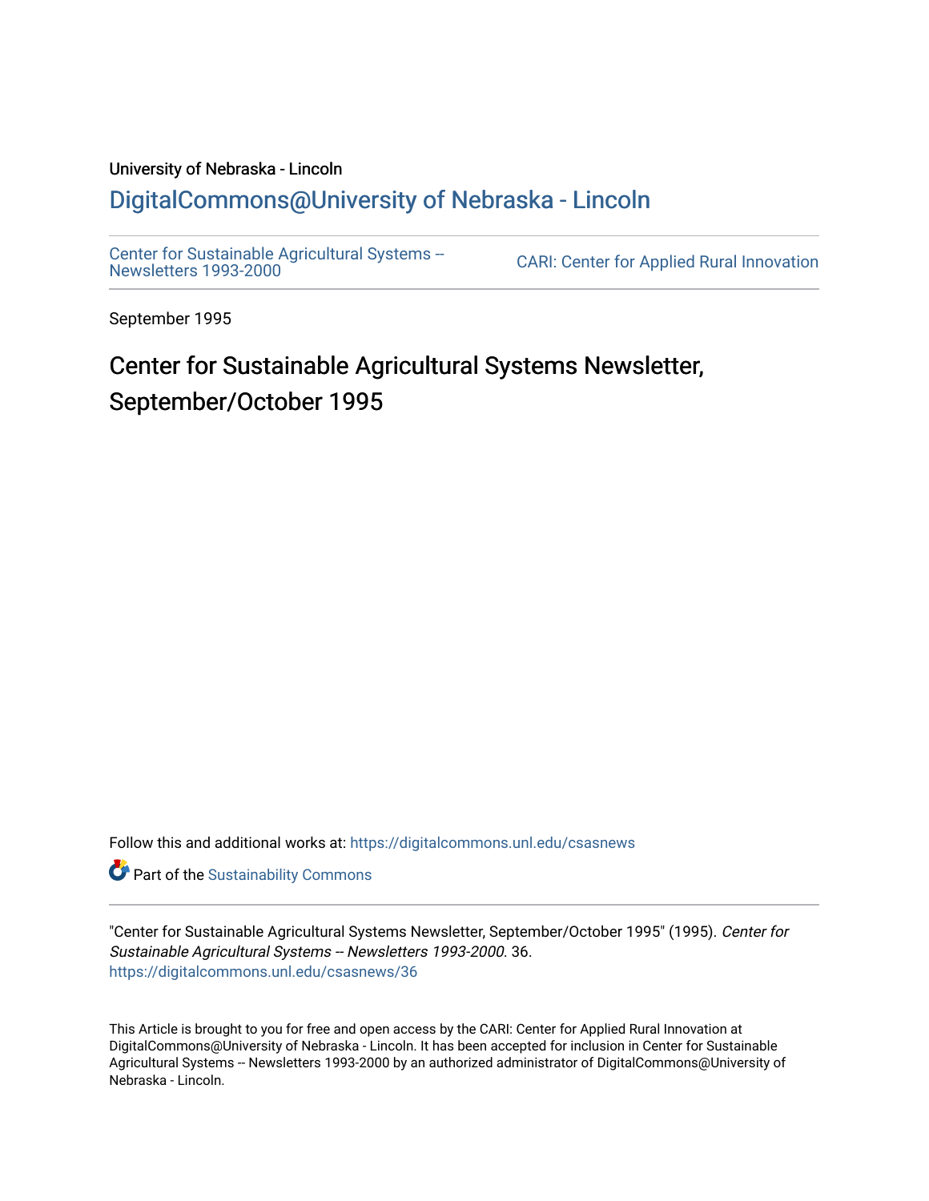University of Nebraska - Lincoln

## DigitalCommons@University of Nebraska - Lincoln

Center for Sustainable Agricultural Systems -- Newsletters 1993-2000

CARI: Center for Applied Rural Innovation

September 1995

# Center for Sustainable Agricultural Systems Newsletter, September/October 1995

Follow this and additional works at: https://digitalcommons.unl.edu/csasnews

Part of the Sustainability Commons

"Center for Sustainable Agricultural Systems Newsletter, September/October 1995" (1995). *Center for Sustainable Agricultural Systems -- Newsletters 1993-2000*. 36.
https://digitalcommons.unl.edu/csasnews/36

This Article is brought to you for free and open access by the CARI: Center for Applied Rural Innovation at DigitalCommons@University of Nebraska - Lincoln. It has been accepted for inclusion in Center for Sustainable Agricultural Systems -- Newsletters 1993-2000 by an authorized administrator of DigitalCommons@University of Nebraska - Lincoln.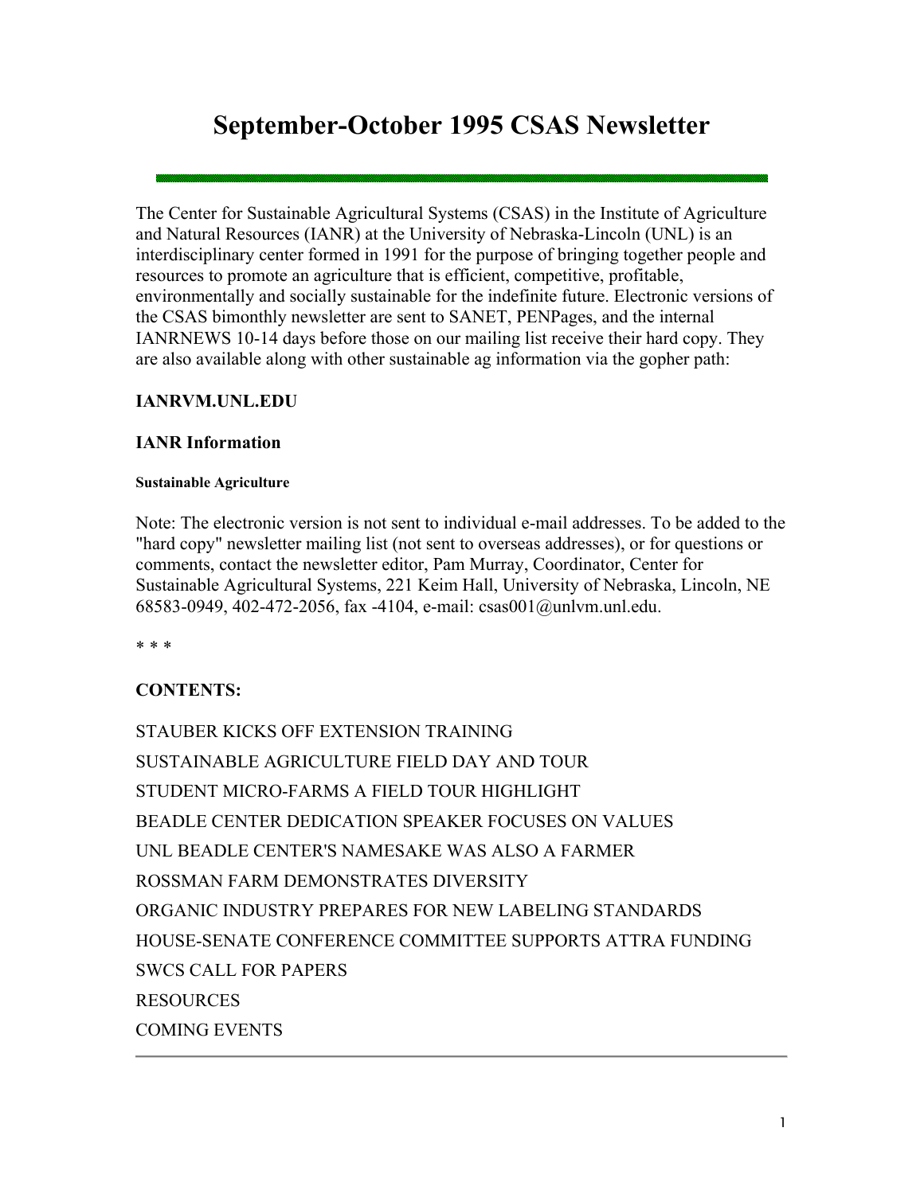# September-October 1995 CSAS Newsletter

The Center for Sustainable Agricultural Systems (CSAS) in the Institute of Agriculture and Natural Resources (IANR) at the University of Nebraska-Lincoln (UNL) is an interdisciplinary center formed in 1991 for the purpose of bringing together people and resources to promote an agriculture that is efficient, competitive, profitable, environmentally and socially sustainable for the indefinite future. Electronic versions of the CSAS bimonthly newsletter are sent to SANET, PENPages, and the internal IANRNEWS 10-14 days before those on our mailing list receive their hard copy. They are also available along with other sustainable ag information via the gopher path:

**IANRVM.UNL.EDU**

**IANR Information**

**Sustainable Agriculture**

Note: The electronic version is not sent to individual e-mail addresses. To be added to the "hard copy" newsletter mailing list (not sent to overseas addresses), or for questions or comments, contact the newsletter editor, Pam Murray, Coordinator, Center for Sustainable Agricultural Systems, 221 Keim Hall, University of Nebraska, Lincoln, NE 68583-0949, 402-472-2056, fax -4104, e-mail: csas001@unlvm.unl.edu.

* * *

**CONTENTS:**

STAUBER KICKS OFF EXTENSION TRAINING

SUSTAINABLE AGRICULTURE FIELD DAY AND TOUR

STUDENT MICRO-FARMS A FIELD TOUR HIGHLIGHT

BEADLE CENTER DEDICATION SPEAKER FOCUSES ON VALUES

UNL BEADLE CENTER'S NAMESAKE WAS ALSO A FARMER

ROSSMAN FARM DEMONSTRATES DIVERSITY

ORGANIC INDUSTRY PREPARES FOR NEW LABELING STANDARDS

HOUSE-SENATE CONFERENCE COMMITTEE SUPPORTS ATTRA FUNDING

SWCS CALL FOR PAPERS

RESOURCES

COMING EVENTS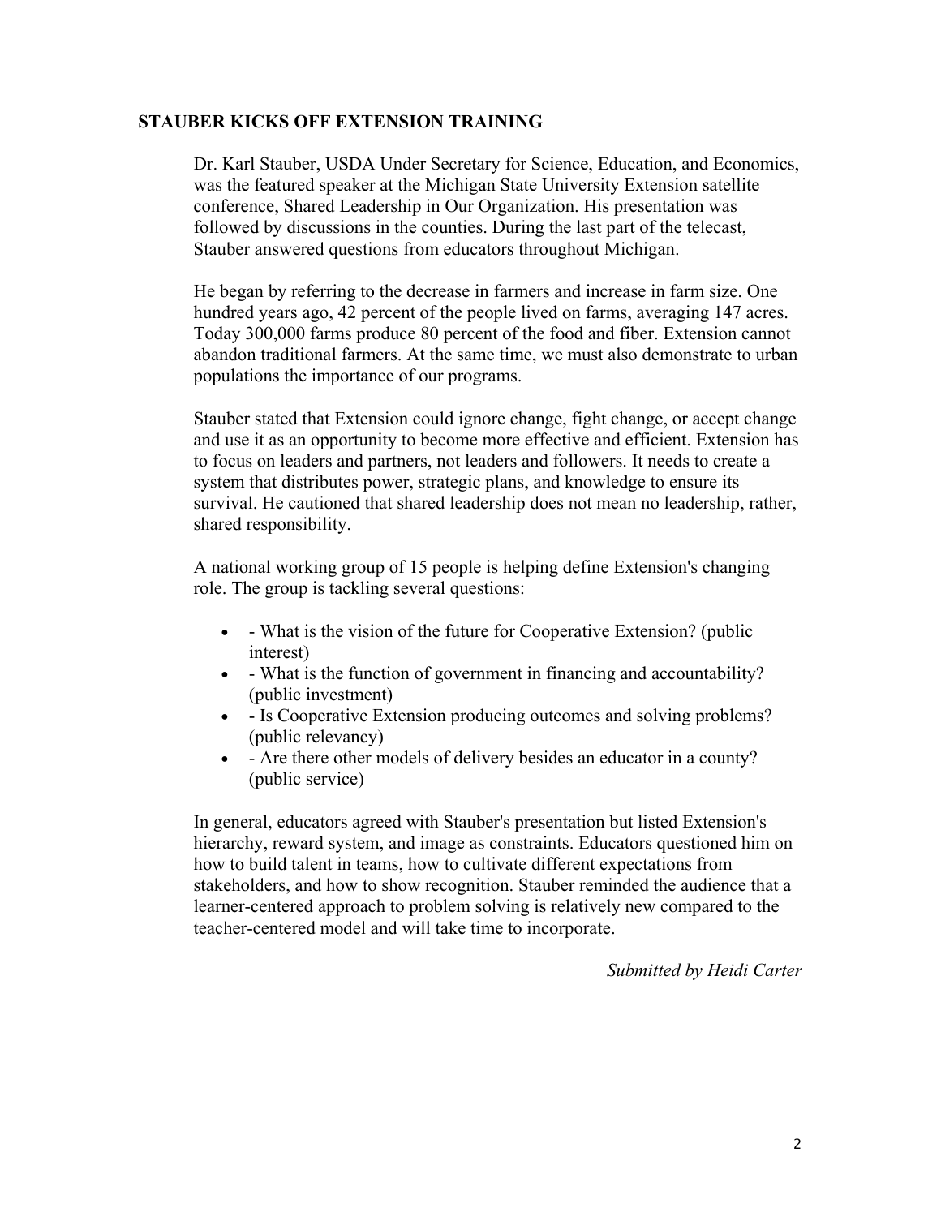## STAUBER KICKS OFF EXTENSION TRAINING

Dr. Karl Stauber, USDA Under Secretary for Science, Education, and Economics, was the featured speaker at the Michigan State University Extension satellite conference, Shared Leadership in Our Organization. His presentation was followed by discussions in the counties. During the last part of the telecast, Stauber answered questions from educators throughout Michigan.

He began by referring to the decrease in farmers and increase in farm size. One hundred years ago, 42 percent of the people lived on farms, averaging 147 acres. Today 300,000 farms produce 80 percent of the food and fiber. Extension cannot abandon traditional farmers. At the same time, we must also demonstrate to urban populations the importance of our programs.

Stauber stated that Extension could ignore change, fight change, or accept change and use it as an opportunity to become more effective and efficient. Extension has to focus on leaders and partners, not leaders and followers. It needs to create a system that distributes power, strategic plans, and knowledge to ensure its survival. He cautioned that shared leadership does not mean no leadership, rather, shared responsibility.

A national working group of 15 people is helping define Extension's changing role. The group is tackling several questions:

- - What is the vision of the future for Cooperative Extension? (public interest)
- - What is the function of government in financing and accountability? (public investment)
- - Is Cooperative Extension producing outcomes and solving problems? (public relevancy)
- - Are there other models of delivery besides an educator in a county? (public service)

In general, educators agreed with Stauber's presentation but listed Extension's hierarchy, reward system, and image as constraints. Educators questioned him on how to build talent in teams, how to cultivate different expectations from stakeholders, and how to show recognition. Stauber reminded the audience that a learner-centered approach to problem solving is relatively new compared to the teacher-centered model and will take time to incorporate.

*Submitted by Heidi Carter*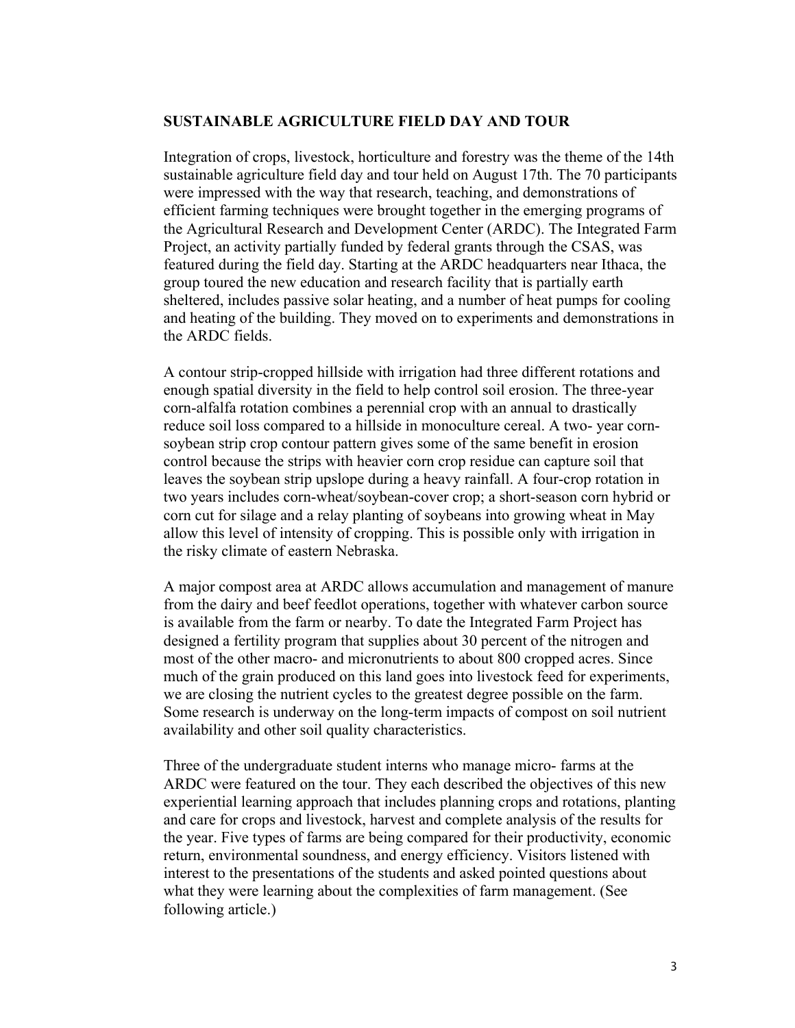## SUSTAINABLE AGRICULTURE FIELD DAY AND TOUR

Integration of crops, livestock, horticulture and forestry was the theme of the 14th sustainable agriculture field day and tour held on August 17th. The 70 participants were impressed with the way that research, teaching, and demonstrations of efficient farming techniques were brought together in the emerging programs of the Agricultural Research and Development Center (ARDC). The Integrated Farm Project, an activity partially funded by federal grants through the CSAS, was featured during the field day. Starting at the ARDC headquarters near Ithaca, the group toured the new education and research facility that is partially earth sheltered, includes passive solar heating, and a number of heat pumps for cooling and heating of the building. They moved on to experiments and demonstrations in the ARDC fields.

A contour strip-cropped hillside with irrigation had three different rotations and enough spatial diversity in the field to help control soil erosion. The three-year corn-alfalfa rotation combines a perennial crop with an annual to drastically reduce soil loss compared to a hillside in monoculture cereal. A two- year corn-soybean strip crop contour pattern gives some of the same benefit in erosion control because the strips with heavier corn crop residue can capture soil that leaves the soybean strip upslope during a heavy rainfall. A four-crop rotation in two years includes corn-wheat/soybean-cover crop; a short-season corn hybrid or corn cut for silage and a relay planting of soybeans into growing wheat in May allow this level of intensity of cropping. This is possible only with irrigation in the risky climate of eastern Nebraska.

A major compost area at ARDC allows accumulation and management of manure from the dairy and beef feedlot operations, together with whatever carbon source is available from the farm or nearby. To date the Integrated Farm Project has designed a fertility program that supplies about 30 percent of the nitrogen and most of the other macro- and micronutrients to about 800 cropped acres. Since much of the grain produced on this land goes into livestock feed for experiments, we are closing the nutrient cycles to the greatest degree possible on the farm. Some research is underway on the long-term impacts of compost on soil nutrient availability and other soil quality characteristics.

Three of the undergraduate student interns who manage micro- farms at the ARDC were featured on the tour. They each described the objectives of this new experiential learning approach that includes planning crops and rotations, planting and care for crops and livestock, harvest and complete analysis of the results for the year. Five types of farms are being compared for their productivity, economic return, environmental soundness, and energy efficiency. Visitors listened with interest to the presentations of the students and asked pointed questions about what they were learning about the complexities of farm management. (See following article.)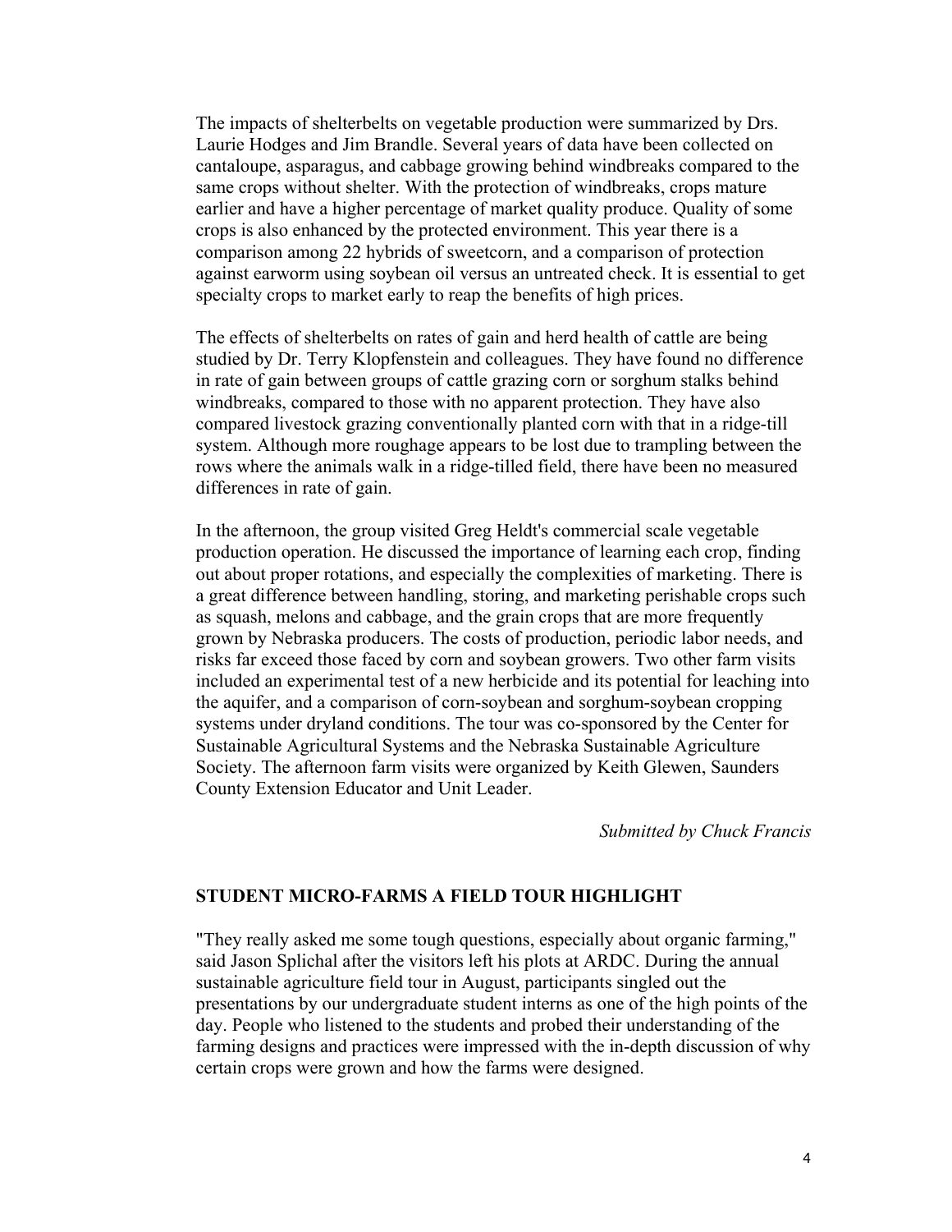The impacts of shelterbelts on vegetable production were summarized by Drs. Laurie Hodges and Jim Brandle. Several years of data have been collected on cantaloupe, asparagus, and cabbage growing behind windbreaks compared to the same crops without shelter. With the protection of windbreaks, crops mature earlier and have a higher percentage of market quality produce. Quality of some crops is also enhanced by the protected environment. This year there is a comparison among 22 hybrids of sweetcorn, and a comparison of protection against earworm using soybean oil versus an untreated check. It is essential to get specialty crops to market early to reap the benefits of high prices.

The effects of shelterbelts on rates of gain and herd health of cattle are being studied by Dr. Terry Klopfenstein and colleagues. They have found no difference in rate of gain between groups of cattle grazing corn or sorghum stalks behind windbreaks, compared to those with no apparent protection. They have also compared livestock grazing conventionally planted corn with that in a ridge-till system. Although more roughage appears to be lost due to trampling between the rows where the animals walk in a ridge-tilled field, there have been no measured differences in rate of gain.

In the afternoon, the group visited Greg Heldt's commercial scale vegetable production operation. He discussed the importance of learning each crop, finding out about proper rotations, and especially the complexities of marketing. There is a great difference between handling, storing, and marketing perishable crops such as squash, melons and cabbage, and the grain crops that are more frequently grown by Nebraska producers. The costs of production, periodic labor needs, and risks far exceed those faced by corn and soybean growers. Two other farm visits included an experimental test of a new herbicide and its potential for leaching into the aquifer, and a comparison of corn-soybean and sorghum-soybean cropping systems under dryland conditions. The tour was co-sponsored by the Center for Sustainable Agricultural Systems and the Nebraska Sustainable Agriculture Society. The afternoon farm visits were organized by Keith Glewen, Saunders County Extension Educator and Unit Leader.

*Submitted by Chuck Francis*

## STUDENT MICRO-FARMS A FIELD TOUR HIGHLIGHT

"They really asked me some tough questions, especially about organic farming," said Jason Splichal after the visitors left his plots at ARDC. During the annual sustainable agriculture field tour in August, participants singled out the presentations by our undergraduate student interns as one of the high points of the day. People who listened to the students and probed their understanding of the farming designs and practices were impressed with the in-depth discussion of why certain crops were grown and how the farms were designed.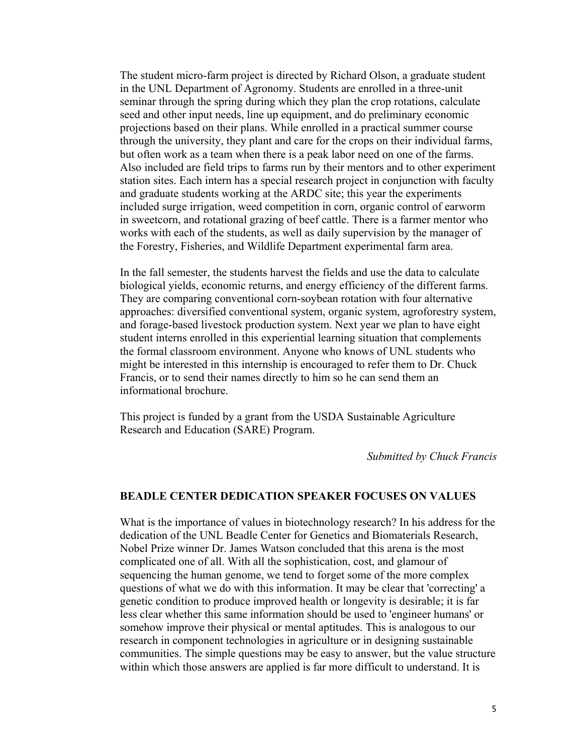The student micro-farm project is directed by Richard Olson, a graduate student in the UNL Department of Agronomy. Students are enrolled in a three-unit seminar through the spring during which they plan the crop rotations, calculate seed and other input needs, line up equipment, and do preliminary economic projections based on their plans. While enrolled in a practical summer course through the university, they plant and care for the crops on their individual farms, but often work as a team when there is a peak labor need on one of the farms. Also included are field trips to farms run by their mentors and to other experiment station sites. Each intern has a special research project in conjunction with faculty and graduate students working at the ARDC site; this year the experiments included surge irrigation, weed competition in corn, organic control of earworm in sweetcorn, and rotational grazing of beef cattle. There is a farmer mentor who works with each of the students, as well as daily supervision by the manager of the Forestry, Fisheries, and Wildlife Department experimental farm area.

In the fall semester, the students harvest the fields and use the data to calculate biological yields, economic returns, and energy efficiency of the different farms. They are comparing conventional corn-soybean rotation with four alternative approaches: diversified conventional system, organic system, agroforestry system, and forage-based livestock production system. Next year we plan to have eight student interns enrolled in this experiential learning situation that complements the formal classroom environment. Anyone who knows of UNL students who might be interested in this internship is encouraged to refer them to Dr. Chuck Francis, or to send their names directly to him so he can send them an informational brochure.

This project is funded by a grant from the USDA Sustainable Agriculture Research and Education (SARE) Program.

*Submitted by Chuck Francis*

## BEADLE CENTER DEDICATION SPEAKER FOCUSES ON VALUES

What is the importance of values in biotechnology research? In his address for the dedication of the UNL Beadle Center for Genetics and Biomaterials Research, Nobel Prize winner Dr. James Watson concluded that this arena is the most complicated one of all. With all the sophistication, cost, and glamour of sequencing the human genome, we tend to forget some of the more complex questions of what we do with this information. It may be clear that 'correcting' a genetic condition to produce improved health or longevity is desirable; it is far less clear whether this same information should be used to 'engineer humans' or somehow improve their physical or mental aptitudes. This is analogous to our research in component technologies in agriculture or in designing sustainable communities. The simple questions may be easy to answer, but the value structure within which those answers are applied is far more difficult to understand. It is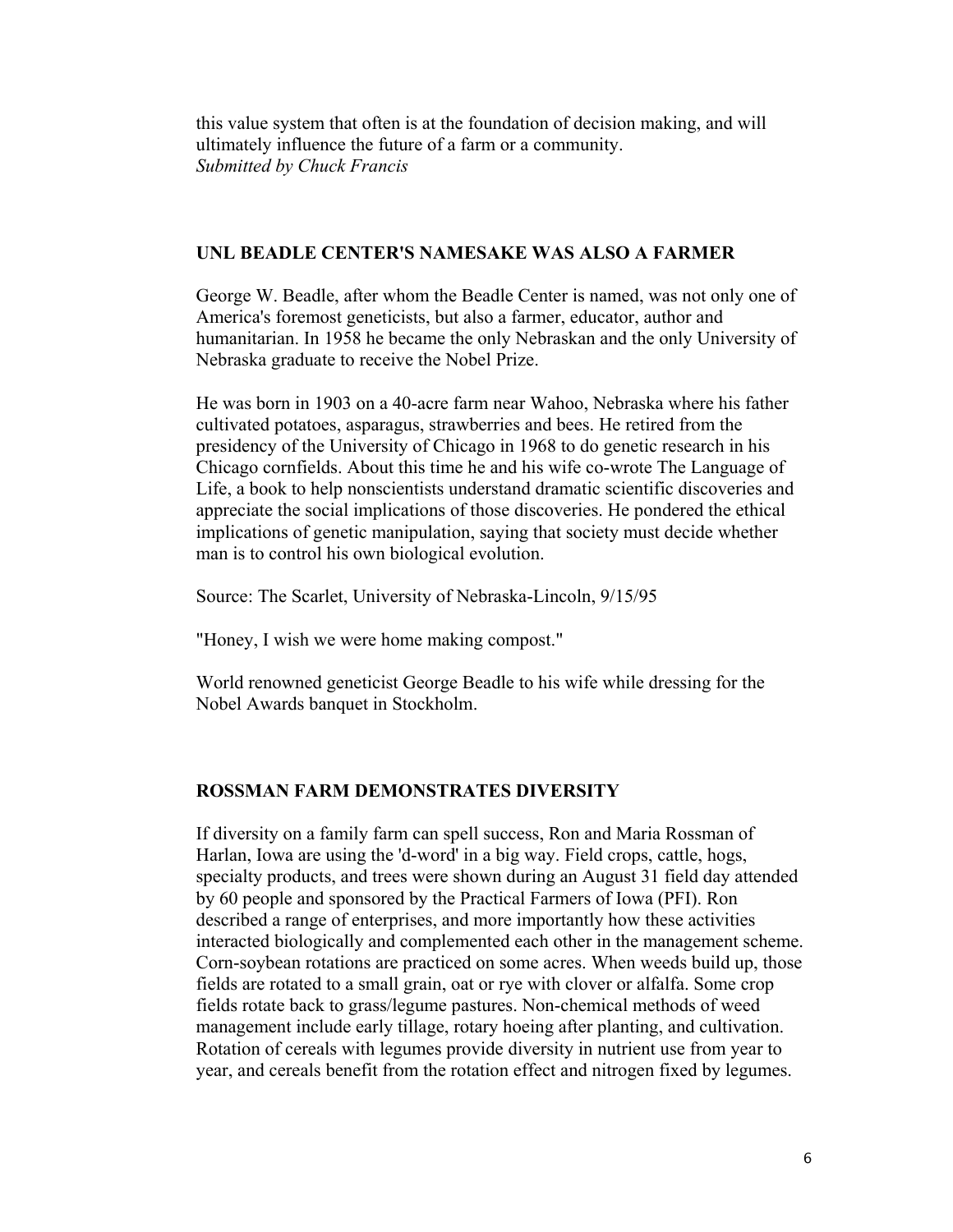this value system that often is at the foundation of decision making, and will ultimately influence the future of a farm or a community.
*Submitted by Chuck Francis*

## UNL BEADLE CENTER'S NAMESAKE WAS ALSO A FARMER

George W. Beadle, after whom the Beadle Center is named, was not only one of America's foremost geneticists, but also a farmer, educator, author and humanitarian. In 1958 he became the only Nebraskan and the only University of Nebraska graduate to receive the Nobel Prize.

He was born in 1903 on a 40-acre farm near Wahoo, Nebraska where his father cultivated potatoes, asparagus, strawberries and bees. He retired from the presidency of the University of Chicago in 1968 to do genetic research in his Chicago cornfields. About this time he and his wife co-wrote The Language of Life, a book to help nonscientists understand dramatic scientific discoveries and appreciate the social implications of those discoveries. He pondered the ethical implications of genetic manipulation, saying that society must decide whether man is to control his own biological evolution.

Source: The Scarlet, University of Nebraska-Lincoln, 9/15/95

"Honey, I wish we were home making compost."

World renowned geneticist George Beadle to his wife while dressing for the Nobel Awards banquet in Stockholm.

## ROSSMAN FARM DEMONSTRATES DIVERSITY

If diversity on a family farm can spell success, Ron and Maria Rossman of Harlan, Iowa are using the 'd-word' in a big way. Field crops, cattle, hogs, specialty products, and trees were shown during an August 31 field day attended by 60 people and sponsored by the Practical Farmers of Iowa (PFI). Ron described a range of enterprises, and more importantly how these activities interacted biologically and complemented each other in the management scheme. Corn-soybean rotations are practiced on some acres. When weeds build up, those fields are rotated to a small grain, oat or rye with clover or alfalfa. Some crop fields rotate back to grass/legume pastures. Non-chemical methods of weed management include early tillage, rotary hoeing after planting, and cultivation. Rotation of cereals with legumes provide diversity in nutrient use from year to year, and cereals benefit from the rotation effect and nitrogen fixed by legumes.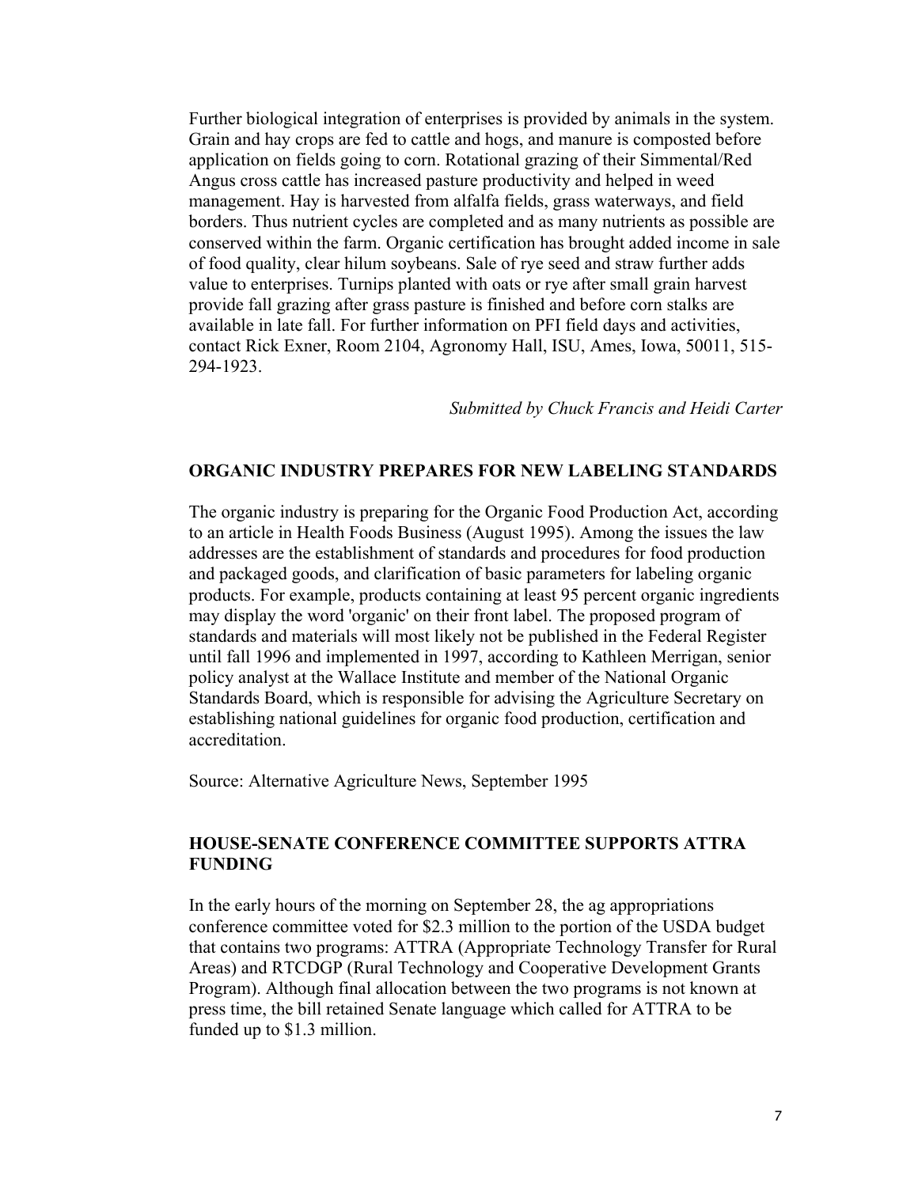Further biological integration of enterprises is provided by animals in the system. Grain and hay crops are fed to cattle and hogs, and manure is composted before application on fields going to corn. Rotational grazing of their Simmental/Red Angus cross cattle has increased pasture productivity and helped in weed management. Hay is harvested from alfalfa fields, grass waterways, and field borders. Thus nutrient cycles are completed and as many nutrients as possible are conserved within the farm. Organic certification has brought added income in sale of food quality, clear hilum soybeans. Sale of rye seed and straw further adds value to enterprises. Turnips planted with oats or rye after small grain harvest provide fall grazing after grass pasture is finished and before corn stalks are available in late fall. For further information on PFI field days and activities, contact Rick Exner, Room 2104, Agronomy Hall, ISU, Ames, Iowa, 50011, 515-294-1923.

*Submitted by Chuck Francis and Heidi Carter*

**ORGANIC INDUSTRY PREPARES FOR NEW LABELING STANDARDS**

The organic industry is preparing for the Organic Food Production Act, according to an article in Health Foods Business (August 1995). Among the issues the law addresses are the establishment of standards and procedures for food production and packaged goods, and clarification of basic parameters for labeling organic products. For example, products containing at least 95 percent organic ingredients may display the word 'organic' on their front label. The proposed program of standards and materials will most likely not be published in the Federal Register until fall 1996 and implemented in 1997, according to Kathleen Merrigan, senior policy analyst at the Wallace Institute and member of the National Organic Standards Board, which is responsible for advising the Agriculture Secretary on establishing national guidelines for organic food production, certification and accreditation.

Source: Alternative Agriculture News, September 1995

**HOUSE-SENATE CONFERENCE COMMITTEE SUPPORTS ATTRA FUNDING**

In the early hours of the morning on September 28, the ag appropriations conference committee voted for $2.3 million to the portion of the USDA budget that contains two programs: ATTRA (Appropriate Technology Transfer for Rural Areas) and RTCDGP (Rural Technology and Cooperative Development Grants Program). Although final allocation between the two programs is not known at press time, the bill retained Senate language which called for ATTRA to be funded up to $1.3 million.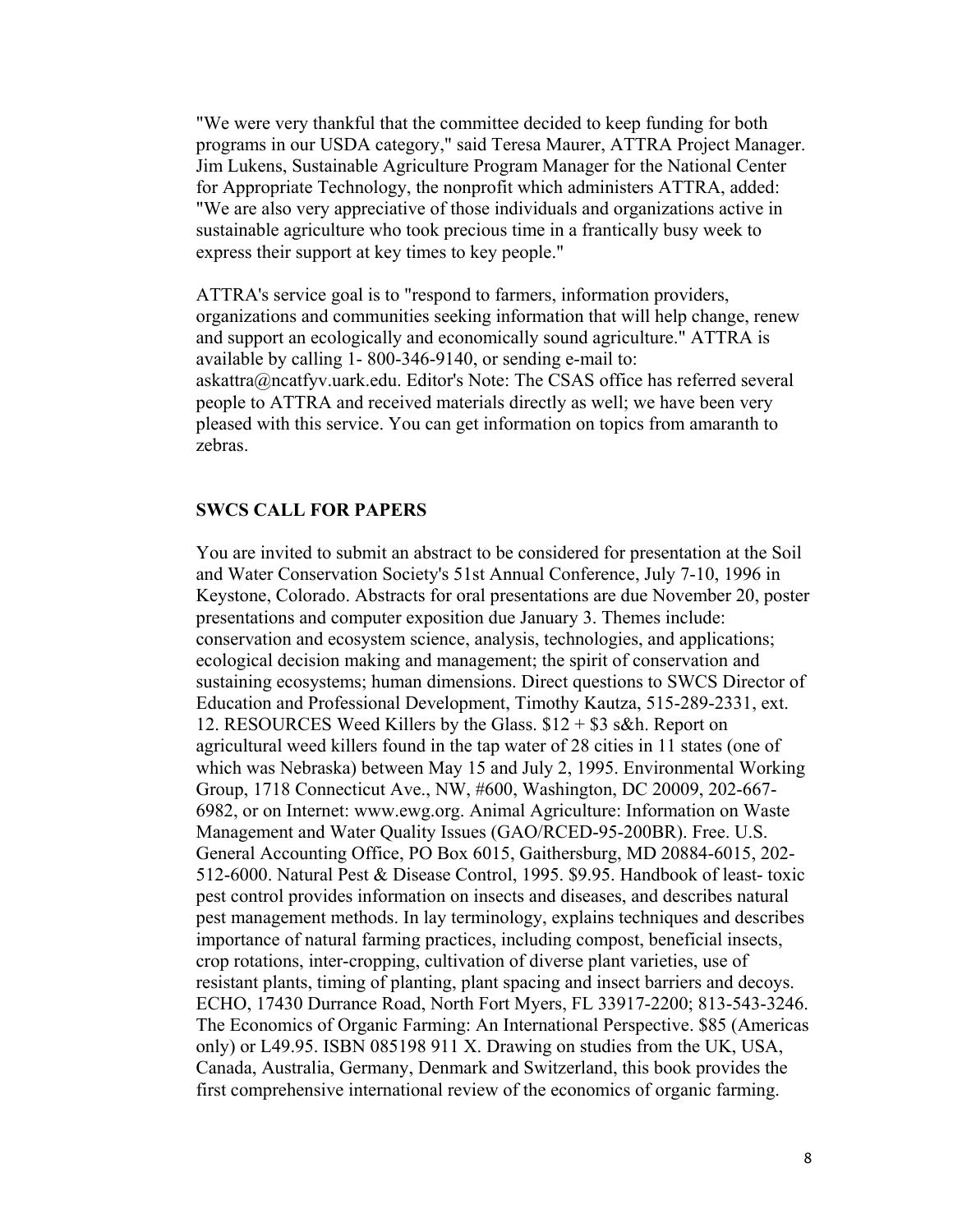"We were very thankful that the committee decided to keep funding for both programs in our USDA category," said Teresa Maurer, ATTRA Project Manager. Jim Lukens, Sustainable Agriculture Program Manager for the National Center for Appropriate Technology, the nonprofit which administers ATTRA, added: "We are also very appreciative of those individuals and organizations active in sustainable agriculture who took precious time in a frantically busy week to express their support at key times to key people."

ATTRA's service goal is to "respond to farmers, information providers, organizations and communities seeking information that will help change, renew and support an ecologically and economically sound agriculture." ATTRA is available by calling 1- 800-346-9140, or sending e-mail to: askattra@ncatfyv.uark.edu. Editor's Note: The CSAS office has referred several people to ATTRA and received materials directly as well; we have been very pleased with this service. You can get information on topics from amaranth to zebras.

## SWCS CALL FOR PAPERS

You are invited to submit an abstract to be considered for presentation at the Soil and Water Conservation Society's 51st Annual Conference, July 7-10, 1996 in Keystone, Colorado. Abstracts for oral presentations are due November 20, poster presentations and computer exposition due January 3. Themes include: conservation and ecosystem science, analysis, technologies, and applications; ecological decision making and management; the spirit of conservation and sustaining ecosystems; human dimensions. Direct questions to SWCS Director of Education and Professional Development, Timothy Kautza, 515-289-2331, ext. 12. RESOURCES Weed Killers by the Glass. $12 + $3 s&h. Report on agricultural weed killers found in the tap water of 28 cities in 11 states (one of which was Nebraska) between May 15 and July 2, 1995. Environmental Working Group, 1718 Connecticut Ave., NW, #600, Washington, DC 20009, 202-667-6982, or on Internet: www.ewg.org. Animal Agriculture: Information on Waste Management and Water Quality Issues (GAO/RCED-95-200BR). Free. U.S. General Accounting Office, PO Box 6015, Gaithersburg, MD 20884-6015, 202-512-6000. Natural Pest & Disease Control, 1995. $9.95. Handbook of least- toxic pest control provides information on insects and diseases, and describes natural pest management methods. In lay terminology, explains techniques and describes importance of natural farming practices, including compost, beneficial insects, crop rotations, inter-cropping, cultivation of diverse plant varieties, use of resistant plants, timing of planting, plant spacing and insect barriers and decoys. ECHO, 17430 Durrance Road, North Fort Myers, FL 33917-2200; 813-543-3246. The Economics of Organic Farming: An International Perspective. $85 (Americas only) or L49.95. ISBN 085198 911 X. Drawing on studies from the UK, USA, Canada, Australia, Germany, Denmark and Switzerland, this book provides the first comprehensive international review of the economics of organic farming.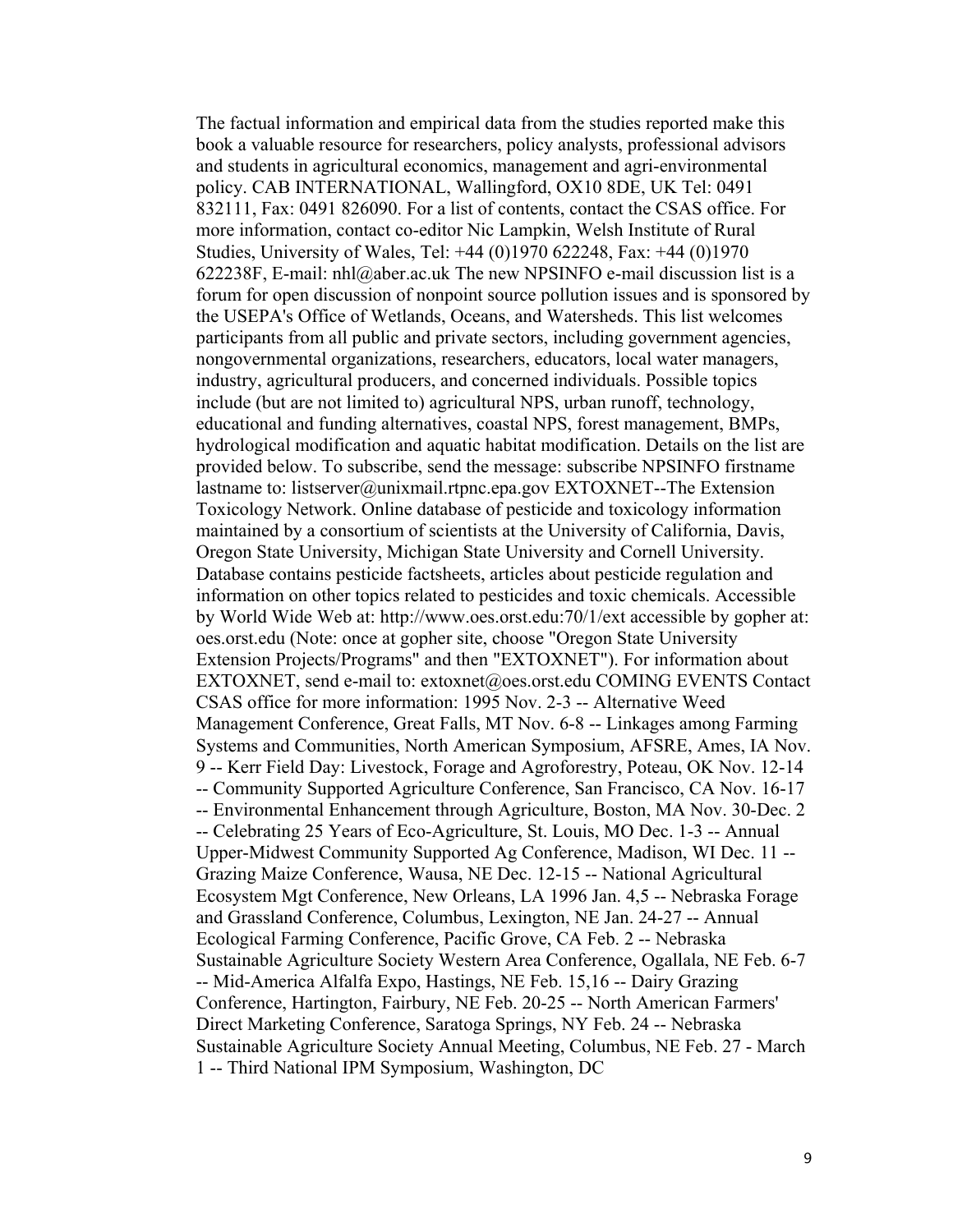The factual information and empirical data from the studies reported make this book a valuable resource for researchers, policy analysts, professional advisors and students in agricultural economics, management and agri-environmental policy. CAB INTERNATIONAL, Wallingford, OX10 8DE, UK Tel: 0491 832111, Fax: 0491 826090. For a list of contents, contact the CSAS office. For more information, contact co-editor Nic Lampkin, Welsh Institute of Rural Studies, University of Wales, Tel: +44 (0)1970 622248, Fax: +44 (0)1970 622238F, E-mail: nhl@aber.ac.uk The new NPSINFO e-mail discussion list is a forum for open discussion of nonpoint source pollution issues and is sponsored by the USEPA's Office of Wetlands, Oceans, and Watersheds. This list welcomes participants from all public and private sectors, including government agencies, nongovernmental organizations, researchers, educators, local water managers, industry, agricultural producers, and concerned individuals. Possible topics include (but are not limited to) agricultural NPS, urban runoff, technology, educational and funding alternatives, coastal NPS, forest management, BMPs, hydrological modification and aquatic habitat modification. Details on the list are provided below. To subscribe, send the message: subscribe NPSINFO firstname lastname to: listserver@unixmail.rtpnc.epa.gov EXTOXNET--The Extension Toxicology Network. Online database of pesticide and toxicology information maintained by a consortium of scientists at the University of California, Davis, Oregon State University, Michigan State University and Cornell University. Database contains pesticide factsheets, articles about pesticide regulation and information on other topics related to pesticides and toxic chemicals. Accessible by World Wide Web at: http://www.oes.orst.edu:70/1/ext accessible by gopher at: oes.orst.edu (Note: once at gopher site, choose "Oregon State University Extension Projects/Programs" and then "EXTOXNET"). For information about EXTOXNET, send e-mail to: extoxnet@oes.orst.edu COMING EVENTS Contact CSAS office for more information: 1995 Nov. 2-3 -- Alternative Weed Management Conference, Great Falls, MT Nov. 6-8 -- Linkages among Farming Systems and Communities, North American Symposium, AFSRE, Ames, IA Nov. 9 -- Kerr Field Day: Livestock, Forage and Agroforestry, Poteau, OK Nov. 12-14 -- Community Supported Agriculture Conference, San Francisco, CA Nov. 16-17 -- Environmental Enhancement through Agriculture, Boston, MA Nov. 30-Dec. 2 -- Celebrating 25 Years of Eco-Agriculture, St. Louis, MO Dec. 1-3 -- Annual Upper-Midwest Community Supported Ag Conference, Madison, WI Dec. 11 -- Grazing Maize Conference, Wausa, NE Dec. 12-15 -- National Agricultural Ecosystem Mgt Conference, New Orleans, LA 1996 Jan. 4,5 -- Nebraska Forage and Grassland Conference, Columbus, Lexington, NE Jan. 24-27 -- Annual Ecological Farming Conference, Pacific Grove, CA Feb. 2 -- Nebraska Sustainable Agriculture Society Western Area Conference, Ogallala, NE Feb. 6-7 -- Mid-America Alfalfa Expo, Hastings, NE Feb. 15,16 -- Dairy Grazing Conference, Hartington, Fairbury, NE Feb. 20-25 -- North American Farmers' Direct Marketing Conference, Saratoga Springs, NY Feb. 24 -- Nebraska Sustainable Agriculture Society Annual Meeting, Columbus, NE Feb. 27 - March 1 -- Third National IPM Symposium, Washington, DC